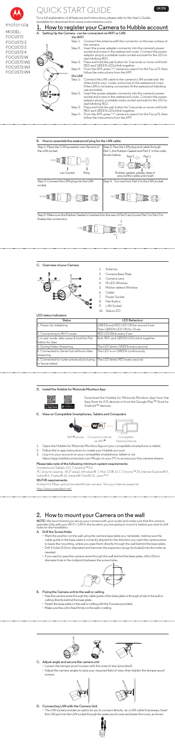motorola

# QUICK START GUIDE

UK EN

MODEL:
FOCUS72
FOCUS72-2
FOCUS72-3
FOCUS72-4
FOCUS72-W
FOCUS72-W2
FOCUS72-W3
FOCUS72-W4

For a full explanation of all features and instructions, please refer to the User's Guide. (available for download from www.motorolastore.com).

## 1. How to register your Camera to Hubble account

### A. Setting Up the Camera - can be connected via WiFi or LAN

*Via WiFi*

Step 1: Connect the antenna with the connector on the rear surface of the camera.

Step 2: Insert the power adapter connector into the camera's power socket and screw in the waterproof cover. Connect the power adapter plug to a suitable mains socket and wait for the LED to start blinking RED.

Step 3: Press and hold the pair button for 3 seconds or more until both RED and GREEN LEDs blink together.

Step 4: From the APP, press "+" camera to search for the Focus72, then follow the instructions from the APP.

*Via LAN*

Step 1: Connect the LAN cable to the camera's LAN socket and the other end to your router, and screw in the waterproof cover. If the LAN is not being connected, fit the waterproof blanking cap provided.

Step 2: Insert the power adapter connector into the camera's power socket and screw in the waterproof cover. Connect the power adapter plug to a suitable mains socket and wait for the LED to start blinking RED.

Step 3: Press and hold the pair button for 3 seconds or more until both RED and GREEN LEDs blink together.

Step 4: From the APP, press "+" camera to search for the Focus72, then follow the instructions from the APP.

Pair button

### B. How to assemble the waterproof plug for the LAN cable

Step 1: Place the O-Ring washer over the end of the LAN socket.

Lan Socket  Ring

Step 2: Pass the LAN plug and cable through Part 1, the Rubber Gasket and Part 2 in the order shown below.

Part 2  Part 1

Rubber gasket, please clasp it around the cable and insert

Step 3: Connect the LAN plug into the LAN socket.

Step 4: Turn and lock Part 2 to the LAN socket.

Step 5: Make sure the Rubber Gasket is inserted into the rear of Part 2 and screw Part 1 to Part 2 to finalise the connection.

### C. Overview of your Camera

1. Antenna
2. Camera Base Plate
3. Camera Lens
4. IR-LED Window
5. Motion detect Window
6. Cable
7. Power Socket
8. Pair Button
9. LAN Socket
10. Status LED

**LED status indicators**

| Status | LED Behaviour |
|---|---|
| 1. Power Up Initialising | GREEN and RED LED ON for around 5 sec Then GREEN LED ON for 10 sec |
| 2. Connecting to Wi-Fi router | RED LED Blink every 2 sec |
| 3. In pair mode after press & hold the Pair Button for 3sec | Both RED and GREEN LEDs blink together |
| 4. During Video Streaming | The LED blinks GREEN every second |
| 5. Connected to Server but without video streaming | The LED is on GREEN continuously |
| 6. Connected to router previously but ping to Server failed | The LED blinks RED every second |

### D. Install the Hubble for Motorola Monitors App

Download the Hubble for Motorola Monitors App from the App Store for iOS devices or from the Google Play™ Store for Android™ devices.

### E. View on Compatible Smartphones, Tablets and Computers

Wi-Fi® camera  Connect to Internet via Wi-Fi®  Compatible Viewing Devices

1. Open the Hubble for Motorola Monitors App on your compatible smartphone or tablet.
2. Follow the in-app instructions to create your Hubble account.
3. Log in to your account on your compatible smartphone, tablet or via https://app.hubbleconnected.com/#login on your PC to access your live camera stream.

**Please take note of the following minimum system requirements:**

*Smartphones/Tablets: iOS 7, Android™ 4.2*

*PC (only for viewing - NOT setup): Windows® 7, Mac OS® 10.7, Chrome™ 24, Internet Explorer® 9, Safari® 6, Firefox® 18, Adobe® Flash® 15, Java™ 7*

**Wi-Fi® requirements:**

*At least 0.6 Mbps upload bandwidth per camera. Test your Internet speed at: http://www.speedtest.net/*

## 2. How to mount your Camera on the wall

***NOTE:** We recommend you set up your camera with your router and make sure that the camera operates fully with your Wi-Fi / LAN in the location you are going to mount it, before you start to drill holes for the installation.*

### A. Drill the Screw Holes

- Mark the position on the wall using the camera base plate as a template, making sure the cable guide in the base plate is correctly aligned for the direction you want the camera wires to leave the mounting, unless you pass them directly through the wall behind the base plate.
- Drill 3 holes (4.5mm diameter) and hammer the expansion plugs (included) into the holes as needed.
- If you want to pass the camera wires through the wall behind the base plate, drill a 22mm diameter hole in the midpoint between the screw holes.

### B. Fixing the Camera unit to the wall or ceiling

- Pass the camera wires through the cable guide of the base plate or through a hole in the wall or ceiling directly behind the base plate.
- Fasten the base plate on the wall or ceiling with the 3 screws provided.
- Make sure the unit is fixed firmly on the wall or ceiling.

### C. Adjust angle and secure the camera unit

- Loosen the tamper-proof screws with the wrench key (provided).
- Adjust the camera angles to give your required field of view, then tighten the tamper-proof screws.

### D. Connecting LAN with the Camera Unit

- The LAN socket provides an option for you to connect directly via a LAN cable if necessary. Insert the LAN jack into the LAN socket through the water proof cover and fasten the cover, as shown.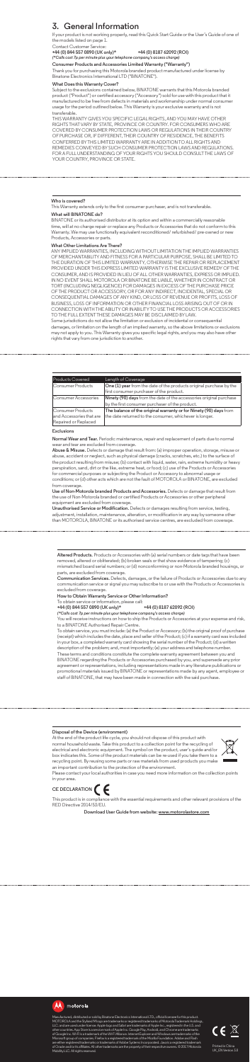# 3. General Information

If your product is not working properly, read this Quick Start Guide or the User's Guide of one of the models listed on page 1.

Contact Customer Service:

**+44 (0) 844 557 0890 (UK only)*** **+44 (0) 8187 62092 (ROI)**

*(*Calls cost 7p per minute plus your telephone company's access charge)*

**Consumer Products and Accessories Limited Warranty ("Warranty")**

Thank you for purchasing this Motorola branded product manufactured under license by Binatone Electronics International LTD ("BINATONE").

**What Does this Warranty Cover?**

Subject to the exclusions contained below, BINATONE warrants that this Motorola branded product ("Product") or certified accessory ("Accessory") sold for use with this product that it manufactured to be free from defects in materials and workmanship under normal consumer usage for the period outlined below. This Warranty is your exclusive warranty and is not transferable.

THIS WARRANTY GIVES YOU SPECIFIC LEGAL RIGHTS, AND YOU MAY HAVE OTHER RIGHTS THAT VARY BY STATE, PROVINCE OR COUNTRY. FOR CONSUMERS WHO ARE COVERED BY CONSUMER PROTECTION LAWS OR REGULATIONS IN THEIR COUNTRY OF PURCHASE OR, IF DIFFERENT, THEIR COUNTRY OF RESIDENCE, THE BENEFITS CONFERRED BY THIS LIMITED WARRANTY ARE IN ADDITION TO ALL RIGHTS AND REMEDIES CONVEYED BY SUCH CONSUMER PROTECTION LAWS AND REGULATIONS. FOR A FULL UNDERSTANDING OF YOUR RIGHTS YOU SHOULD CONSULT THE LAWS OF YOUR COUNTRY, PROVINCE OR STATE.

**Who is covered?**

This Warranty extends only to the first consumer purchaser, and is not transferable.

**What will BINATONE do?**

BINATONE or its authorised distributor at its option and within a commercially reasonable time, will at no charge repair or replace any Products or Accessories that do not conform to this Warranty. We may use functionally equivalent reconditioned/ refurbished/ pre-owned or new Products, Accessories or parts.

**What Other Limitations Are There?**

ANY IMPLIED WARRANTIES, INCLUDING WITHOUT LIMITATION THE IMPLIED WARRANTIES OF MERCHANTABILITY AND FITNESS FOR A PARTICULAR PURPOSE, SHALL BE LIMITED TO THE DURATION OF THIS LIMITED WARRANTY, OTHERWISE THE REPAIR OR REPLACEMENT PROVIDED UNDER THIS EXPRESS LIMITED WARRANTY IS THE EXCLUSIVE REMEDY OF THE CONSUMER, AND IS PROVIDED IN LIEU OF ALL OTHER WARRANTIES, EXPRESS OR IMPLIED. IN NO EVENT SHALL MOTOROLA OR BINATONE BE LIABLE, WHETHER IN CONTRACT OR TORT (INCLUDING NEGLIGENCE) FOR DAMAGES IN EXCESS OF THE PURCHASE PRICE OF THE PRODUCT OR ACCESSORY, OR FOR ANY INDIRECT, INCIDENTAL, SPECIAL OR CONSEQUENTIAL DAMAGES OF ANY KIND, OR LOSS OF REVENUE OR PROFITS, LOSS OF BUSINESS, LOSS OF INFORMATION OR OTHER FINANCIAL LOSS ARISING OUT OF OR IN CONNECTION WITH THE ABILITY OR INABILITY TO USE THE PRODUCTS OR ACCESSORIES TO THE FULL EXTENT THESE DAMAGES MAY BE DISCLAIMED BY LAW.

Some jurisdictions do not allow the limitation or exclusion of incidental or consequential damages, or limitation on the length of an implied warranty, so the above limitations or exclusions may not apply to you. This Warranty gives you specific legal rights, and you may also have other rights that vary from one jurisdiction to another.

| Products Covered | Length of Coverage |
|---|---|
| Consumer Products | **One (1) year** from the date of the products original purchase by the first consumer purchaser of the product. |
| Consumer Accessories | **Ninety (90) days** from the date of the accessories original purchase by the first consumer purchaser of the product. |
| Consumer Products and Accessories that are Repaired or Replaced | **The balance of the original warranty or for Ninety (90) days** from the date returned to the consumer, whichever is longer. |

**Exclusions**

**Normal Wear and Tear.** Periodic maintenance, repair and replacement of parts due to normal wear and tear are excluded from coverage.

**Abuse & Misuse.** Defects or damage that result from: (a) improper operation, storage, misuse or abuse, accident or neglect, such as physical damage (cracks, scratches, etc.) to the surface of the product resulting from misuse; (b) contact with liquid, water, rain, extreme humidity or heavy perspiration, sand, dirt or the like, extreme heat, or food; (c) use of the Products or Accessories for commercial purposes or subjecting the Product or Accessory to abnormal usage or conditions; or (d) other acts which are not the fault of MOTOROLA or BINATONE, are excluded from coverage.

**Use of Non-Motorola branded Products and Accessories.** Defects or damage that result from the use of Non-Motorola branded or certified Products or Accessories or other peripheral equipment are excluded from coverage.

**Unauthorised Service or Modification.** Defects or damages resulting from service, testing, adjustment, installation, maintenance, alteration, or modification in any way by someone other than MOTOROLA, BINATONE or its authorised service centres, are excluded from coverage.

**Altered Products.** Products or Accessories with (a) serial numbers or date tags that have been removed, altered or obliterated; (b) broken seals or that show evidence of tampering; (c) mismatched board serial numbers; or (d) nonconforming or non-Motorola branded housings, or parts, are excluded from coverage.

**Communication Services.** Defects, damages, or the failure of Products or Accessories due to any communication service or signal you may subscribe to or use with the Products or Accessories is excluded from coverage.

**How to Obtain Warranty Service or Other Information?**

To obtain service or information, please call:

**+44 (0) 844 557 0890 (UK only)*** **+44 (0) 8187 62092 (ROI)**

*(*Calls cost 7p per minute plus your telephone company's access charge)*

You will receive instructions on how to ship the Products or Accessories at your expense and risk, to a BINATONE Authorised Repair Centre.

To obtain service, you must include: (a) the Product or Accessory; (b) the original proof of purchase (receipt) which includes the date, place and seller of the Product; (c) if a warranty card was included in your box, a completed warranty card showing the serial number of the Product; (d) a written description of the problem; and, most importantly; (e) your address and telephone number.

These terms and conditions constitute the complete warranty agreement between you and BINATONE regarding the Products or Accessories purchased by you, and supersede any prior agreement or representations, including representations made in any literature publications or promotional materials issued by BINATONE or representations made by any agent, employee or staff of BINATONE, that may have been made in connection with the said purchase.

**Disposal of the Device (environment)**

At the end of the product life cycle, you should not dispose of this product with normal household waste. Take this product to a collection point for the recycling of electrical and electronic equipment. The symbol on the product, user's guide and/or box indicates this. Some of the product materials can be re-used if you take them to a recycling point. By reusing some parts or raw materials from used products you make an important contribution to the protection of the environment.

Please contact your local authorities in case you need more information on the collection points in your area.

**CE DECLARATION**

This product is in compliance with the essential requirements and other relevant provisions of the RED Directive 2014/53/EU.

**Download User Guide from website: www.motorolastore.com**

motorola

Manufactured, distributed or sold by Binatone Electronics International LTD., official licensee for this product. MOTOROLA and the Stylized M Logo are trademarks or registered trademarks of Motorola Trademark Holdings, LLC. and are used under license. Apple logo and Safari are trademarks of Apple Inc., registered in the U.S. and other countries. App Store is a service mark of Apple Inc. Google Play, Android, and Chrome are trademarks of Google Inc. Wi-Fi is a trademark of the Wi-Fi Alliance. Internet Explorer and Windows are trademarks of the Microsoft group of companies. Firefox is a registered trademark of the Mozilla Foundation. Adobe and Flash are either registered trademarks or trademarks of Adobe Systems Incorporated. Java is a registered trademark of Oracle and/or its affiliates. All other trademarks are the property of their respective owners. © 2017 Motorola Mobility LLC. All rights reserved.

Printed in China
UK_EN Version 3.0